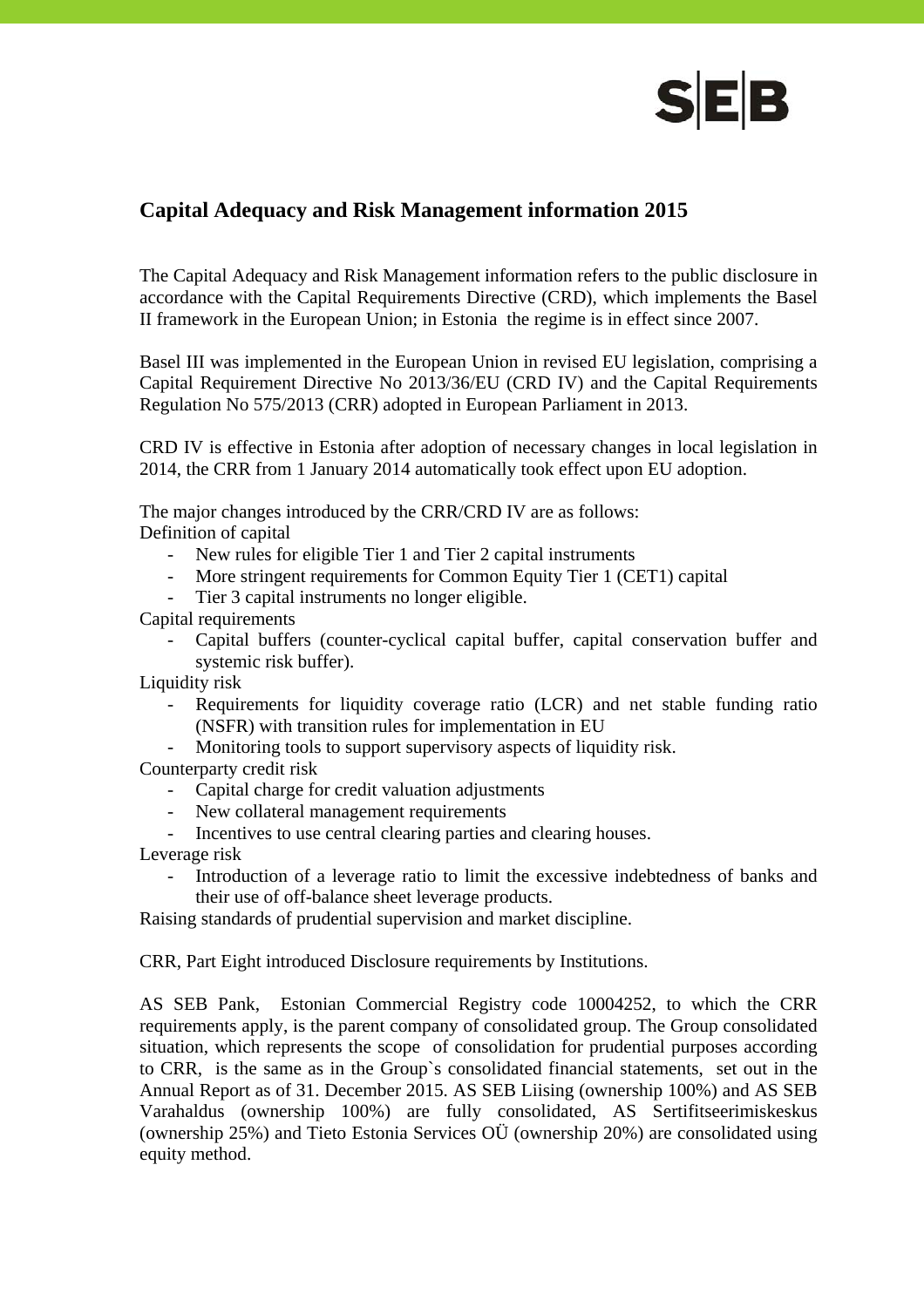# Capital Adequacy and Risk Management information 2015

The Capital Adequacy and Risk Management information refers to the public disclosure in accordance with the Capital Requirements Directive (CRD), which implements the Basel II framework in the European Union; in Estonia the regime is in effect since 2007.

Basel III was implemented in the European Union in revised EU legislation, comprising a Capital Requirement Directive No 2013/36/EU (CRD IV) and the Capital Requirements Regulation No 575/2013 (CRR) adopted in European Parliament in 2013.

CRD IV is effective in Estonia after adoption of necessary changes in local legislation in 2014, the CRR from 1 January 2014 automatically took effect upon EU adoption.

The major changes introduced by the CRR/CRD IV are as follows:

Definition of capital

- New rules for eligible Tier 1 and Tier 2 capital instruments
- More stringent requirements for Common Equity Tier 1 (CET1) capital
- Tier 3 capital instruments no longer eligible.

Capital requirements

- Capital buffers (counter-cyclical capital buffer, capital conservation buffer and systemic risk buffer).

Liquidity risk

- Requirements for liquidity coverage ratio (LCR) and net stable funding ratio (NSFR) with transition rules for implementation in EU
- Monitoring tools to support supervisory aspects of liquidity risk.

Counterparty credit risk

- Capital charge for credit valuation adjustments
- New collateral management requirements
- Incentives to use central clearing parties and clearing houses.

Leverage risk

- Introduction of a leverage ratio to limit the excessive indebtedness of banks and their use of off-balance sheet leverage products.

Raising standards of prudential supervision and market discipline.

CRR, Part Eight introduced Disclosure requirements by Institutions.

AS SEB Pank, Estonian Commercial Registry code 10004252, to which the CRR requirements apply, is the parent company of consolidated group. The Group consolidated situation, which represents the scope of consolidation for prudential purposes according to CRR, is the same as in the Group`s consolidated financial statements, set out in the Annual Report as of 31. December 2015. AS SEB Liising (ownership 100%) and AS SEB Varahaldus (ownership 100%) are fully consolidated, AS Sertifitseerimiskeskus (ownership 25%) and Tieto Estonia Services OÜ (ownership 20%) are consolidated using equity method.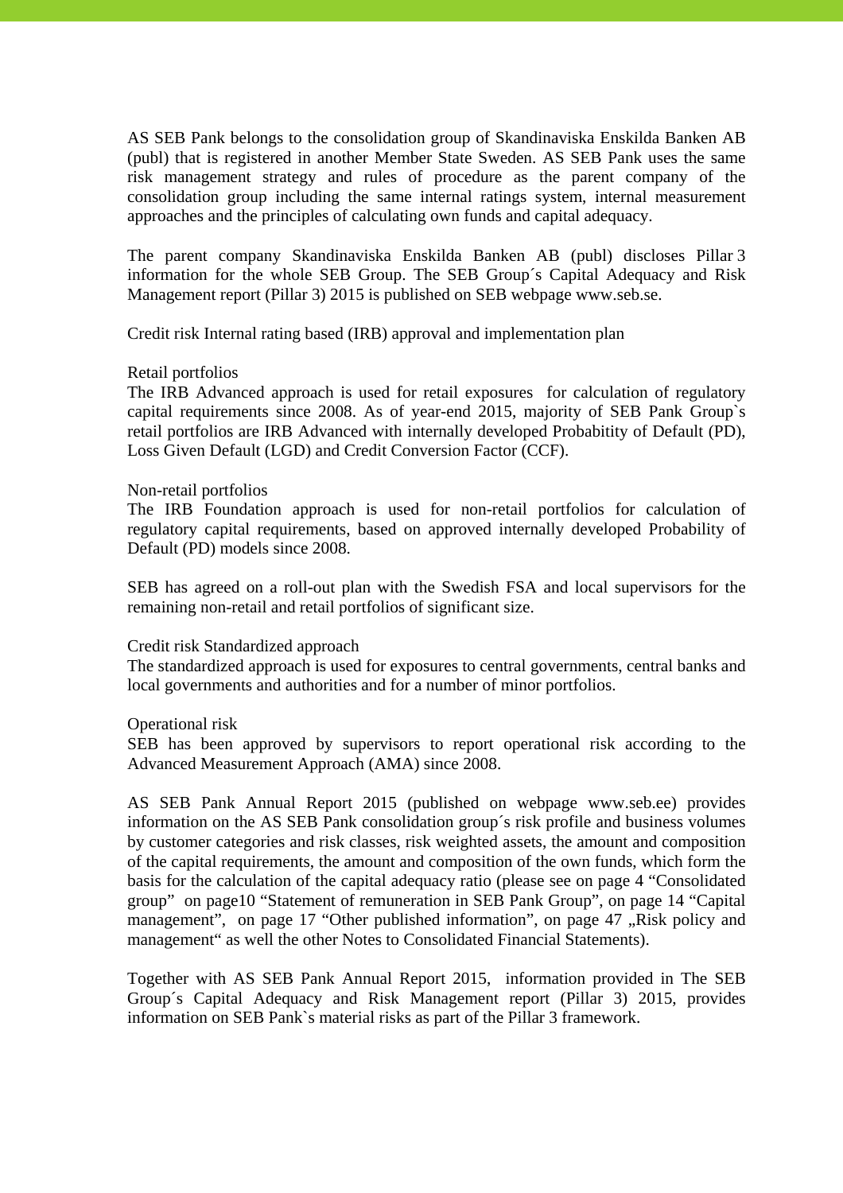AS SEB Pank belongs to the consolidation group of Skandinaviska Enskilda Banken AB (publ) that is registered in another Member State Sweden. AS SEB Pank uses the same risk management strategy and rules of procedure as the parent company of the consolidation group including the same internal ratings system, internal measurement approaches and the principles of calculating own funds and capital adequacy.

The parent company Skandinaviska Enskilda Banken AB (publ) discloses Pillar 3 information for the whole SEB Group. The SEB Group´s Capital Adequacy and Risk Management report (Pillar 3) 2015 is published on SEB webpage www.seb.se.

Credit risk Internal rating based (IRB) approval and implementation plan

Retail portfolios
The IRB Advanced approach is used for retail exposures for calculation of regulatory capital requirements since 2008. As of year-end 2015, majority of SEB Pank Group`s retail portfolios are IRB Advanced with internally developed Probabitity of Default (PD), Loss Given Default (LGD) and Credit Conversion Factor (CCF).

Non-retail portfolios
The IRB Foundation approach is used for non-retail portfolios for calculation of regulatory capital requirements, based on approved internally developed Probability of Default (PD) models since 2008.

SEB has agreed on a roll-out plan with the Swedish FSA and local supervisors for the remaining non-retail and retail portfolios of significant size.

Credit risk Standardized approach
The standardized approach is used for exposures to central governments, central banks and local governments and authorities and for a number of minor portfolios.

Operational risk
SEB has been approved by supervisors to report operational risk according to the Advanced Measurement Approach (AMA) since 2008.

AS SEB Pank Annual Report 2015 (published on webpage www.seb.ee) provides information on the AS SEB Pank consolidation group´s risk profile and business volumes by customer categories and risk classes, risk weighted assets, the amount and composition of the capital requirements, the amount and composition of the own funds, which form the basis for the calculation of the capital adequacy ratio (please see on page 4 "Consolidated group" on page10 "Statement of remuneration in SEB Pank Group", on page 14 "Capital management", on page 17 "Other published information", on page 47 „Risk policy and management" as well the other Notes to Consolidated Financial Statements).

Together with AS SEB Pank Annual Report 2015, information provided in The SEB Group´s Capital Adequacy and Risk Management report (Pillar 3) 2015, provides information on SEB Pank`s material risks as part of the Pillar 3 framework.